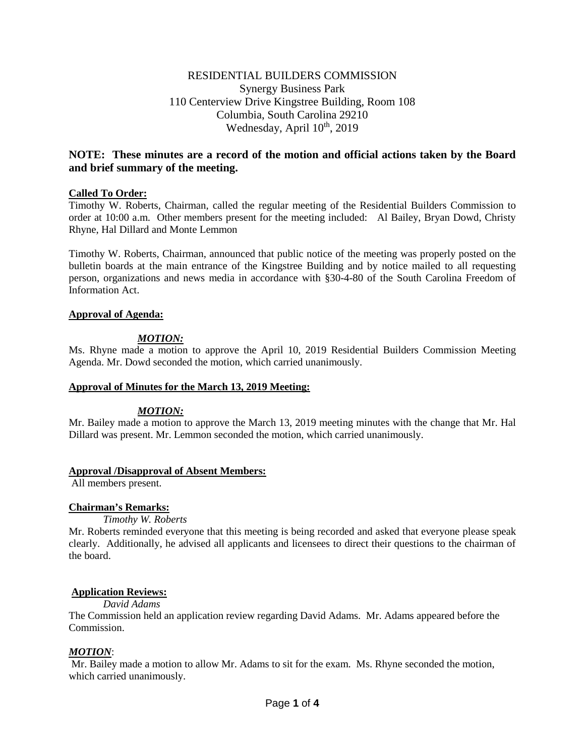RESIDENTIAL BUILDERS COMMISSION
Synergy Business Park
110 Centerview Drive Kingstree Building, Room 108
Columbia, South Carolina 29210
Wednesday, April 10th, 2019

**NOTE: These minutes are a record of the motion and official actions taken by the Board and brief summary of the meeting.**

**Called To Order:**

Timothy W. Roberts, Chairman, called the regular meeting of the Residential Builders Commission to order at 10:00 a.m. Other members present for the meeting included: Al Bailey, Bryan Dowd, Christy Rhyne, Hal Dillard and Monte Lemmon

Timothy W. Roberts, Chairman, announced that public notice of the meeting was properly posted on the bulletin boards at the main entrance of the Kingstree Building and by notice mailed to all requesting person, organizations and news media in accordance with §30-4-80 of the South Carolina Freedom of Information Act.

**Approval of Agenda:**

***MOTION:***

Ms. Rhyne made a motion to approve the April 10, 2019 Residential Builders Commission Meeting Agenda. Mr. Dowd seconded the motion, which carried unanimously.

**Approval of Minutes for the March 13, 2019 Meeting:**

***MOTION:***

Mr. Bailey made a motion to approve the March 13, 2019 meeting minutes with the change that Mr. Hal Dillard was present. Mr. Lemmon seconded the motion, which carried unanimously.

**Approval /Disapproval of Absent Members:**

All members present.

**Chairman's Remarks:**

*Timothy W. Roberts*

Mr. Roberts reminded everyone that this meeting is being recorded and asked that everyone please speak clearly. Additionally, he advised all applicants and licensees to direct their questions to the chairman of the board.

**Application Reviews:**

*David Adams*

The Commission held an application review regarding David Adams. Mr. Adams appeared before the Commission.

***MOTION***:

Mr. Bailey made a motion to allow Mr. Adams to sit for the exam. Ms. Rhyne seconded the motion, which carried unanimously.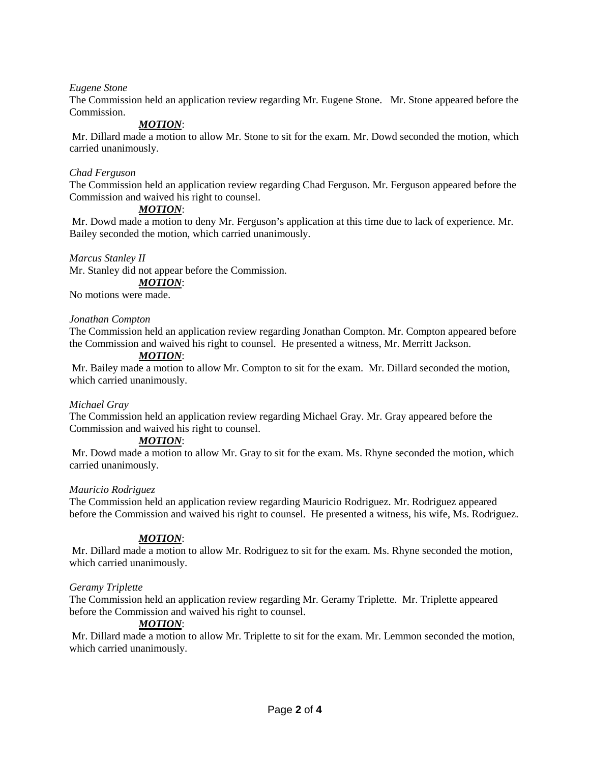*Eugene Stone*

The Commission held an application review regarding Mr. Eugene Stone. Mr. Stone appeared before the Commission.

***MOTION***:

Mr. Dillard made a motion to allow Mr. Stone to sit for the exam. Mr. Dowd seconded the motion, which carried unanimously.

*Chad Ferguson*

The Commission held an application review regarding Chad Ferguson. Mr. Ferguson appeared before the Commission and waived his right to counsel.

***MOTION***:

Mr. Dowd made a motion to deny Mr. Ferguson's application at this time due to lack of experience. Mr. Bailey seconded the motion, which carried unanimously.

*Marcus Stanley II*

Mr. Stanley did not appear before the Commission.

***MOTION***:

No motions were made.

*Jonathan Compton*

The Commission held an application review regarding Jonathan Compton. Mr. Compton appeared before the Commission and waived his right to counsel. He presented a witness, Mr. Merritt Jackson.

***MOTION***:

Mr. Bailey made a motion to allow Mr. Compton to sit for the exam. Mr. Dillard seconded the motion, which carried unanimously.

*Michael Gray*

The Commission held an application review regarding Michael Gray. Mr. Gray appeared before the Commission and waived his right to counsel.

***MOTION***:

Mr. Dowd made a motion to allow Mr. Gray to sit for the exam. Ms. Rhyne seconded the motion, which carried unanimously.

*Mauricio Rodriguez*

The Commission held an application review regarding Mauricio Rodriguez. Mr. Rodriguez appeared before the Commission and waived his right to counsel. He presented a witness, his wife, Ms. Rodriguez.

***MOTION***:

Mr. Dillard made a motion to allow Mr. Rodriguez to sit for the exam. Ms. Rhyne seconded the motion, which carried unanimously.

*Geramy Triplette*

The Commission held an application review regarding Mr. Geramy Triplette. Mr. Triplette appeared before the Commission and waived his right to counsel.

***MOTION***:

Mr. Dillard made a motion to allow Mr. Triplette to sit for the exam. Mr. Lemmon seconded the motion, which carried unanimously.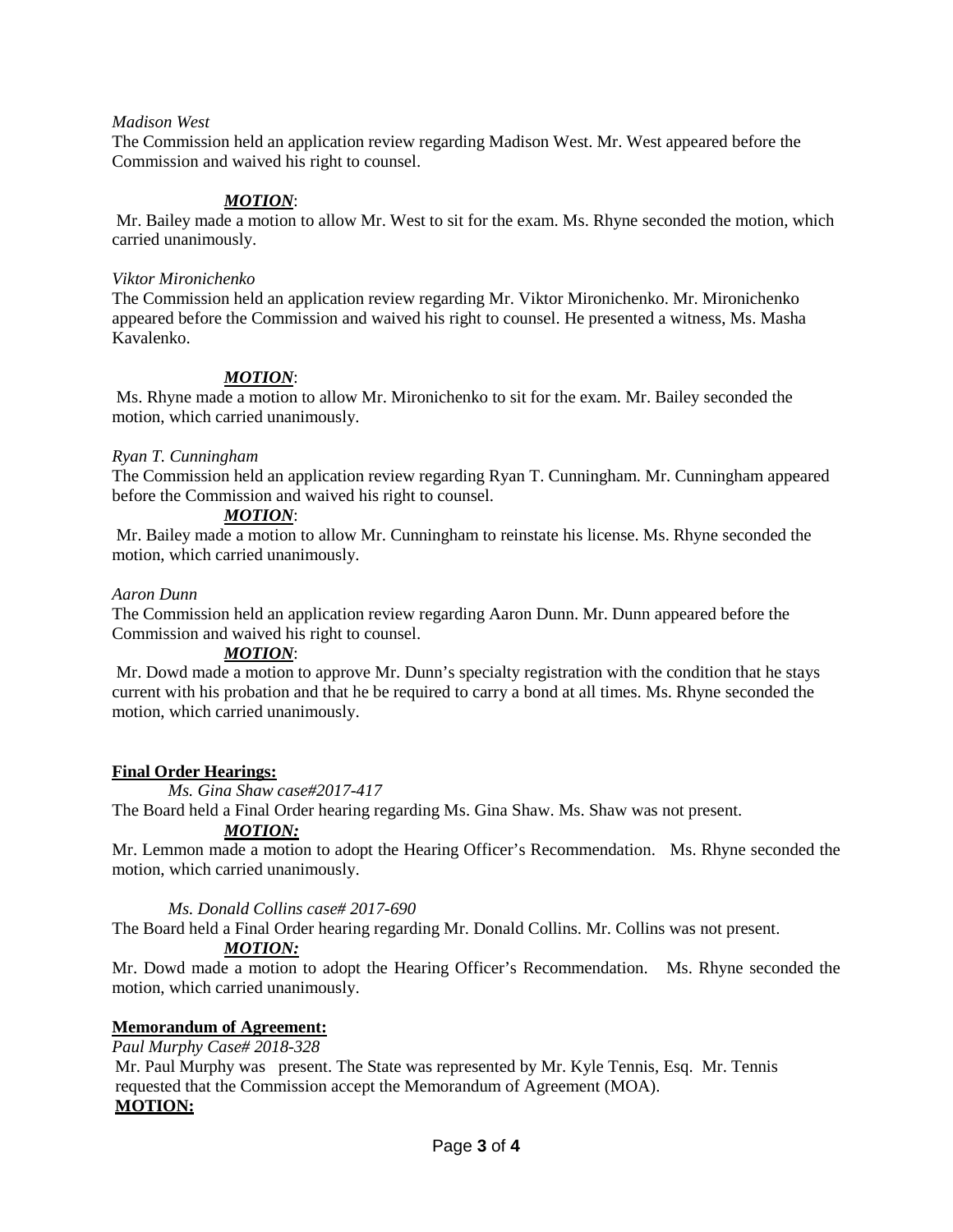*Madison West*

The Commission held an application review regarding Madison West. Mr. West appeared before the Commission and waived his right to counsel.

***MOTION***:

Mr. Bailey made a motion to allow Mr. West to sit for the exam. Ms. Rhyne seconded the motion, which carried unanimously.

*Viktor Mironichenko*

The Commission held an application review regarding Mr. Viktor Mironichenko. Mr. Mironichenko appeared before the Commission and waived his right to counsel. He presented a witness, Ms. Masha Kavalenko.

***MOTION***:

Ms. Rhyne made a motion to allow Mr. Mironichenko to sit for the exam. Mr. Bailey seconded the motion, which carried unanimously.

*Ryan T. Cunningham*

The Commission held an application review regarding Ryan T. Cunningham. Mr. Cunningham appeared before the Commission and waived his right to counsel.

***MOTION***:

Mr. Bailey made a motion to allow Mr. Cunningham to reinstate his license. Ms. Rhyne seconded the motion, which carried unanimously.

*Aaron Dunn*

The Commission held an application review regarding Aaron Dunn. Mr. Dunn appeared before the Commission and waived his right to counsel.

***MOTION***:

Mr. Dowd made a motion to approve Mr. Dunn's specialty registration with the condition that he stays current with his probation and that he be required to carry a bond at all times. Ms. Rhyne seconded the motion, which carried unanimously.

**Final Order Hearings:**

*Ms. Gina Shaw case#2017-417*

The Board held a Final Order hearing regarding Ms. Gina Shaw. Ms. Shaw was not present.

***MOTION:***

Mr. Lemmon made a motion to adopt the Hearing Officer's Recommendation. Ms. Rhyne seconded the motion, which carried unanimously.

*Ms. Donald Collins case# 2017-690*

The Board held a Final Order hearing regarding Mr. Donald Collins. Mr. Collins was not present.

***MOTION:***

Mr. Dowd made a motion to adopt the Hearing Officer's Recommendation. Ms. Rhyne seconded the motion, which carried unanimously.

**Memorandum of Agreement:**

*Paul Murphy Case# 2018-328*

Mr. Paul Murphy was present. The State was represented by Mr. Kyle Tennis, Esq. Mr. Tennis requested that the Commission accept the Memorandum of Agreement (MOA).

**MOTION:**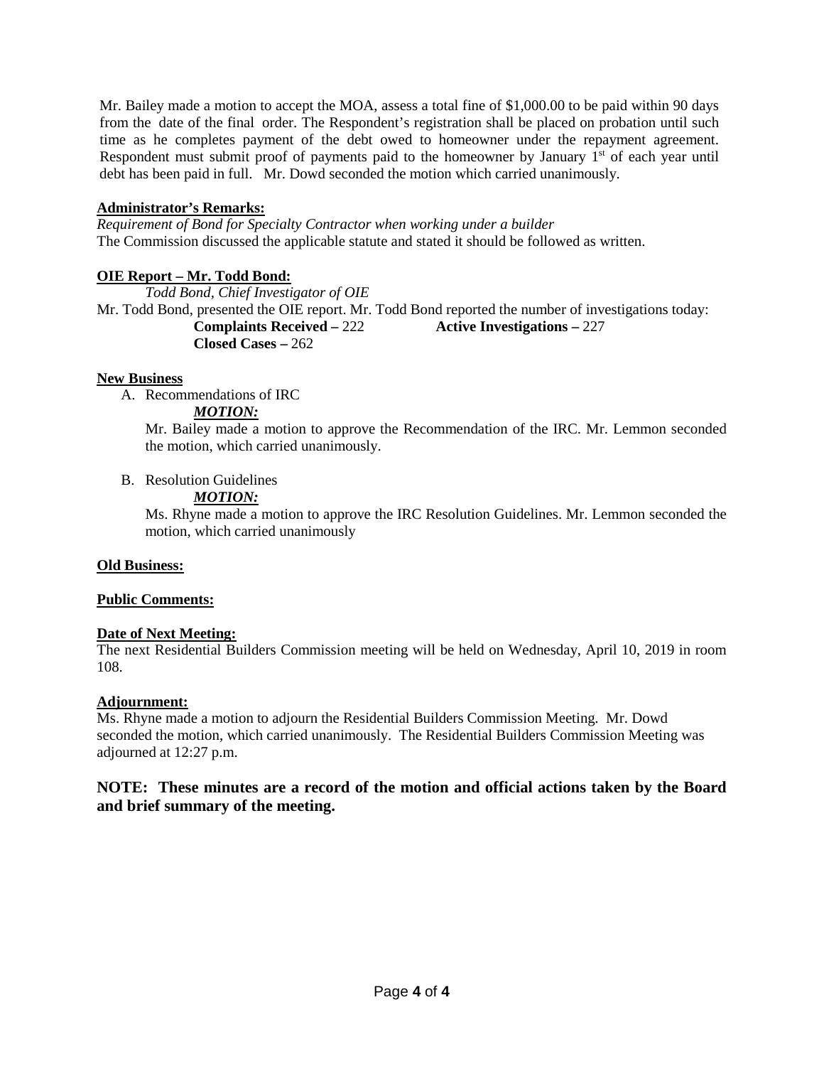Mr. Bailey made a motion to accept the MOA, assess a total fine of $1,000.00 to be paid within 90 days from the date of the final order. The Respondent's registration shall be placed on probation until such time as he completes payment of the debt owed to homeowner under the repayment agreement. Respondent must submit proof of payments paid to the homeowner by January 1st of each year until debt has been paid in full. Mr. Dowd seconded the motion which carried unanimously.

**Administrator's Remarks:**

*Requirement of Bond for Specialty Contractor when working under a builder*

The Commission discussed the applicable statute and stated it should be followed as written.

**OIE Report – Mr. Todd Bond:**

*Todd Bond, Chief Investigator of OIE*

Mr. Todd Bond, presented the OIE report. Mr. Todd Bond reported the number of investigations today:

**Complaints Received –** 222 **Active Investigations –** 227

**Closed Cases –** 262

**New Business**

A. Recommendations of IRC

***MOTION:***

Mr. Bailey made a motion to approve the Recommendation of the IRC. Mr. Lemmon seconded the motion, which carried unanimously.

B. Resolution Guidelines

***MOTION:***

Ms. Rhyne made a motion to approve the IRC Resolution Guidelines. Mr. Lemmon seconded the motion, which carried unanimously

**Old Business:**

**Public Comments:**

**Date of Next Meeting:**

The next Residential Builders Commission meeting will be held on Wednesday, April 10, 2019 in room 108.

**Adjournment:**

Ms. Rhyne made a motion to adjourn the Residential Builders Commission Meeting. Mr. Dowd seconded the motion, which carried unanimously. The Residential Builders Commission Meeting was adjourned at 12:27 p.m.

**NOTE: These minutes are a record of the motion and official actions taken by the Board and brief summary of the meeting.**